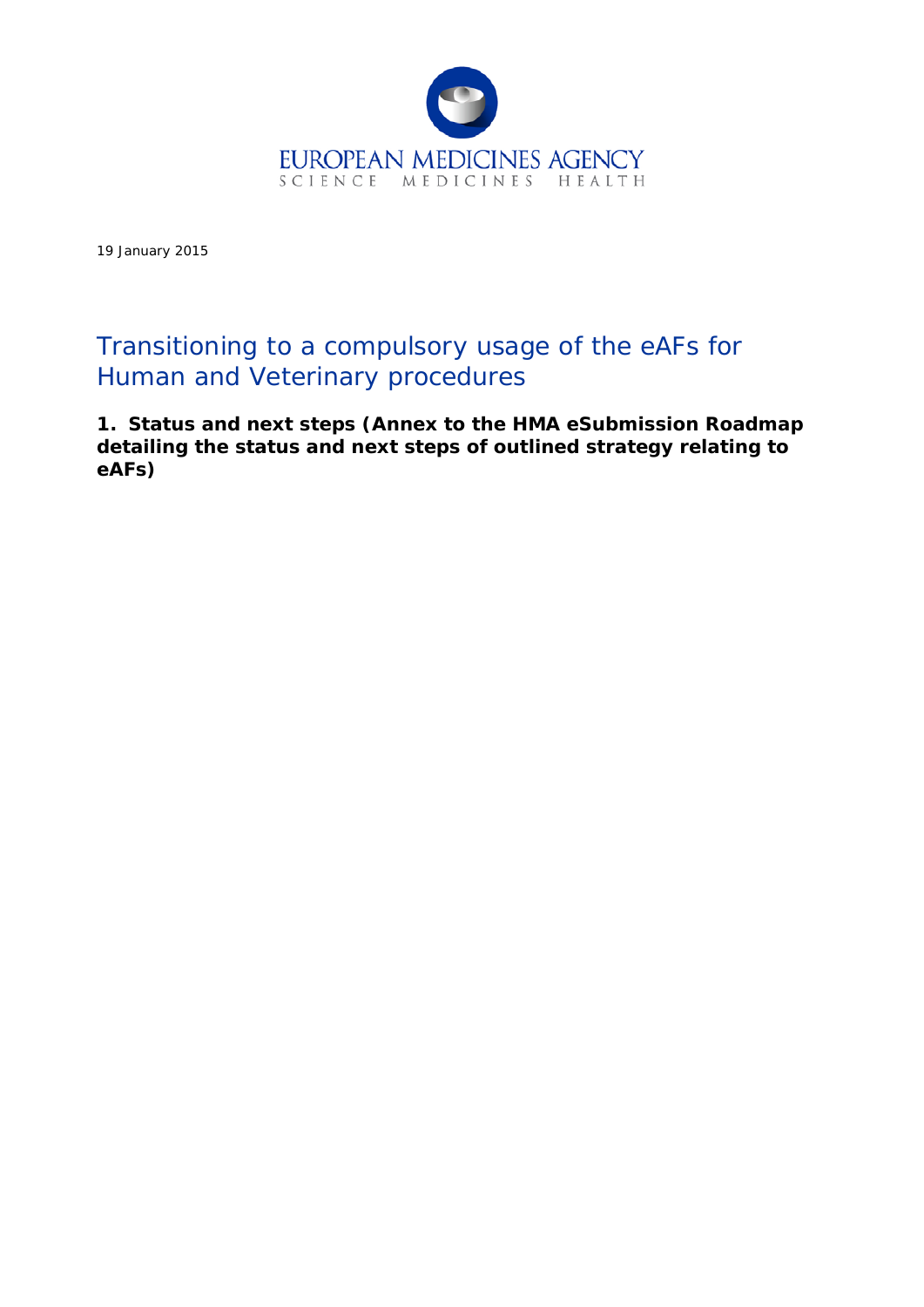EUROPEAN MEDICINES AGENCY
SCIENCE MEDICINES HEALTH

19 January 2015

# Transitioning to a compulsory usage of the eAFs for Human and Veterinary procedures

## 1. Status and next steps (Annex to the HMA eSubmission Roadmap detailing the status and next steps of outlined strategy relating to eAFs)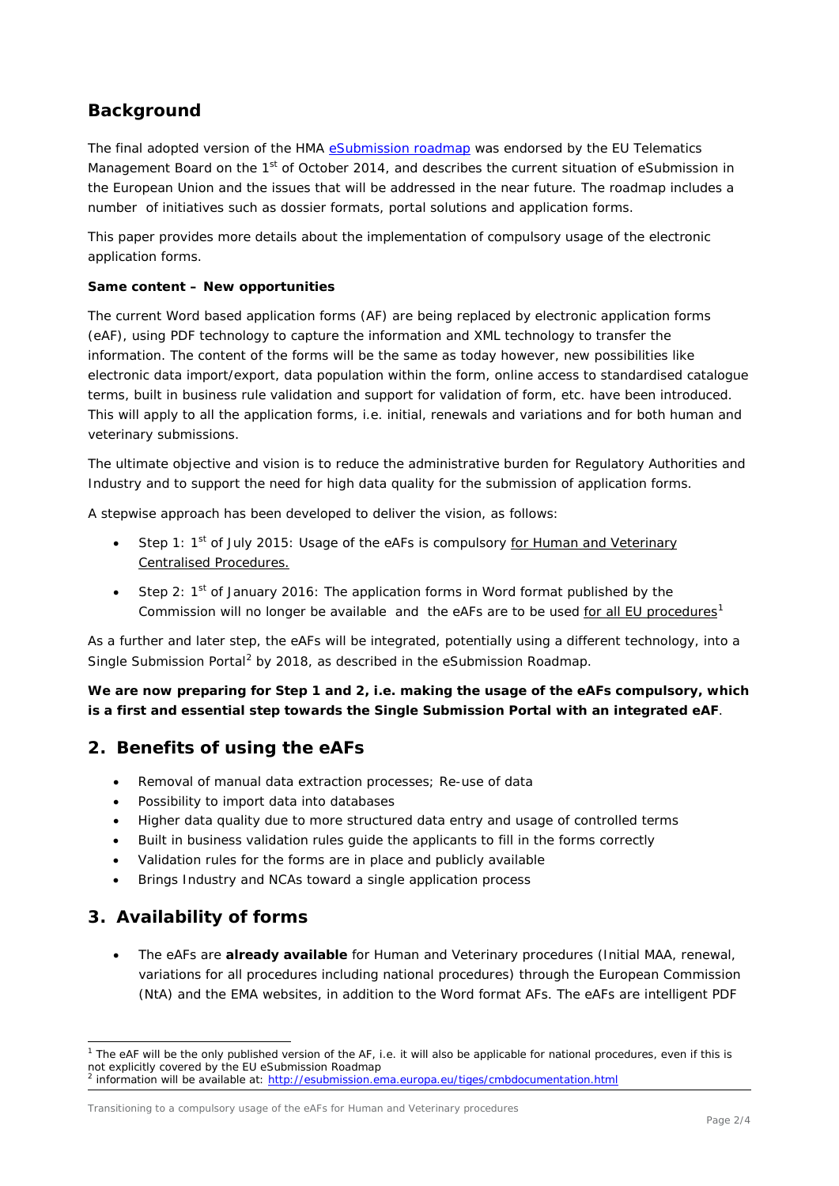## Background

The final adopted version of the HMA eSubmission roadmap was endorsed by the EU Telematics Management Board on the 1st of October 2014, and describes the current situation of eSubmission in the European Union and the issues that will be addressed in the near future. The roadmap includes a number of initiatives such as dossier formats, portal solutions and application forms.

This paper provides more details about the implementation of compulsory usage of the electronic application forms.

**Same content – New opportunities**

The current Word based application forms (AF) are being replaced by electronic application forms (eAF), using PDF technology to capture the information and XML technology to transfer the information. The content of the forms will be the same as today however, new possibilities like electronic data import/export, data population within the form, online access to standardised catalogue terms, built in business rule validation and support for validation of form, etc. have been introduced. This will apply to all the application forms, i.e. initial, renewals and variations and for both human and veterinary submissions.

The ultimate objective and vision is to reduce the administrative burden for Regulatory Authorities and Industry and to support the need for high data quality for the submission of application forms.

A stepwise approach has been developed to deliver the vision, as follows:

- Step 1: 1st of July 2015: Usage of the eAFs is compulsory for Human and Veterinary Centralised Procedures.
- Step 2: 1st of January 2016: The application forms in Word format published by the Commission will no longer be available and the eAFs are to be used for all EU procedures[1]

As a further and later step, the eAFs will be integrated, potentially using a different technology, into a Single Submission Portal[2] by 2018, as described in the eSubmission Roadmap.

**We are now preparing for Step 1 and 2, i.e. making the usage of the eAFs compulsory, which is a first and essential step towards the Single Submission Portal with an integrated eAF**.

## 2. Benefits of using the eAFs

- Removal of manual data extraction processes; Re-use of data
- Possibility to import data into databases
- Higher data quality due to more structured data entry and usage of controlled terms
- Built in business validation rules guide the applicants to fill in the forms correctly
- Validation rules for the forms are in place and publicly available
- Brings Industry and NCAs toward a single application process

## 3. Availability of forms

- The eAFs are **already available** for Human and Veterinary procedures (Initial MAA, renewal, variations for all procedures including national procedures) through the European Commission (NtA) and the EMA websites, in addition to the Word format AFs. The eAFs are intelligent PDF

---

[1] The eAF will be the only published version of the AF, i.e. it will also be applicable for national procedures, even if this is not explicitly covered by the EU eSubmission Roadmap

[2] information will be available at: http://esubmission.ema.europa.eu/tiges/cmbdocumentation.html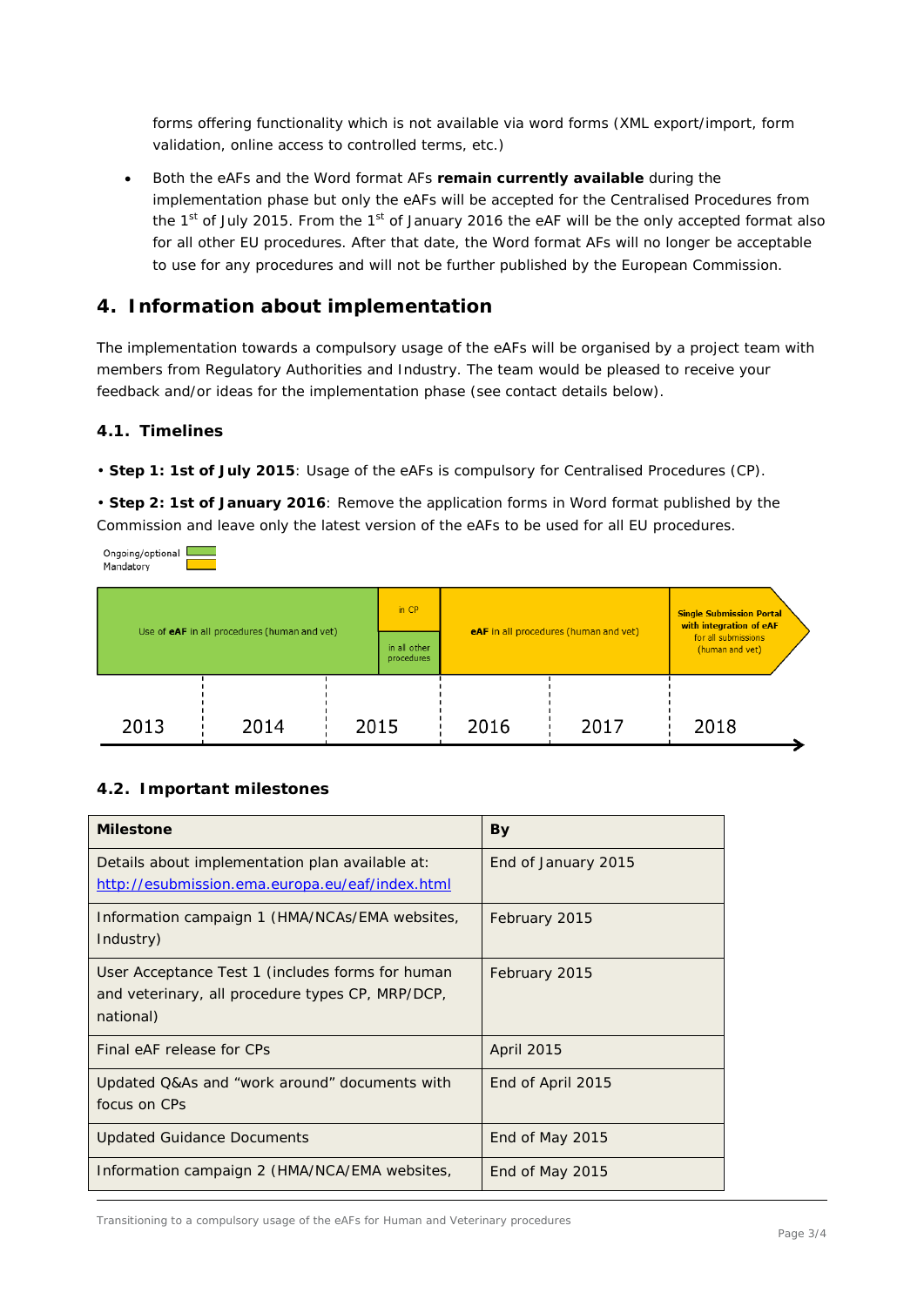forms offering functionality which is not available via word forms (XML export/import, form validation, online access to controlled terms, etc.)

- Both the eAFs and the Word format AFs **remain currently available** during the implementation phase but only the eAFs will be accepted for the Centralised Procedures from the 1st of July 2015. From the 1st of January 2016 the eAF will be the only accepted format also for all other EU procedures. After that date, the Word format AFs will no longer be acceptable to use for any procedures and will not be further published by the European Commission.

## 4. Information about implementation

The implementation towards a compulsory usage of the eAFs will be organised by a project team with members from Regulatory Authorities and Industry. The team would be pleased to receive your feedback and/or ideas for the implementation phase (see contact details below).

### 4.1. Timelines

• **Step 1: 1st of July 2015**: Usage of the eAFs is compulsory for Centralised Procedures (CP).

• **Step 2: 1st of January 2016**: Remove the application forms in Word format published by the Commission and leave only the latest version of the eAFs to be used for all EU procedures.

Ongoing/optional
Mandatory

Use of **eAF** in all procedures (human and vet) | in CP | in all other procedures | **eAF** in all procedures (human and vet) | **Single Submission Portal with integration of eAF** for all submissions (human and vet)

2013 | 2014 | 2015 | 2016 | 2017 | 2018

### 4.2. Important milestones

| Milestone | By |
|---|---|
| Details about implementation plan available at: http://esubmission.ema.europa.eu/eaf/index.html | End of January 2015 |
| Information campaign 1 (HMA/NCAs/EMA websites, Industry) | February 2015 |
| User Acceptance Test 1 (includes forms for human and veterinary, all procedure types CP, MRP/DCP, national) | February 2015 |
| Final eAF release for CPs | April 2015 |
| Updated Q&As and "work around" documents with focus on CPs | End of April 2015 |
| Updated Guidance Documents | End of May 2015 |
| Information campaign 2 (HMA/NCA/EMA websites, | End of May 2015 |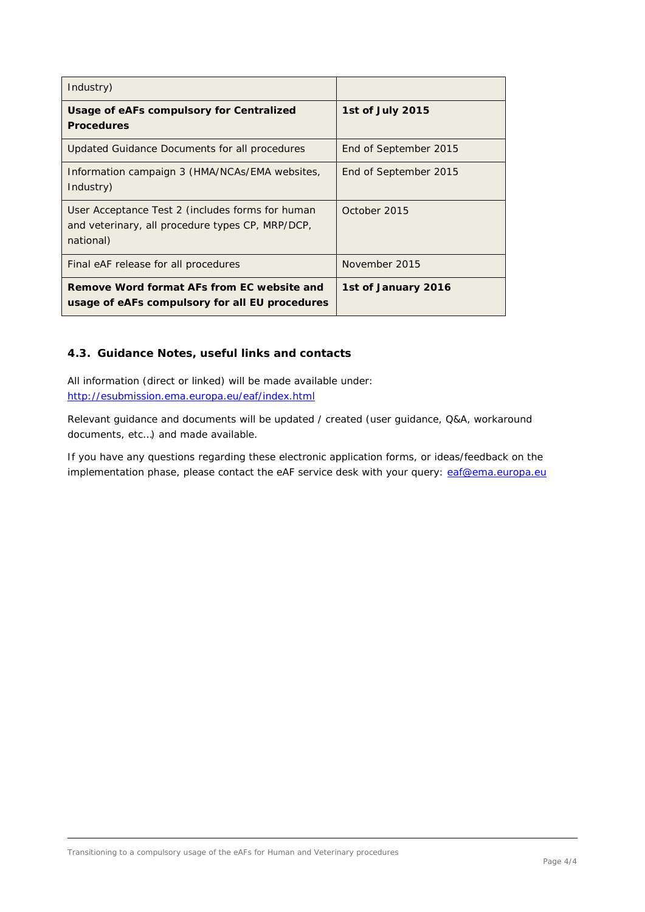| | |
|---|---|
| Industry) | |
| **Usage of eAFs compulsory for Centralized Procedures** | **1st of July 2015** |
| Updated Guidance Documents for all procedures | End of September 2015 |
| Information campaign 3 (HMA/NCAs/EMA websites, Industry) | End of September 2015 |
| User Acceptance Test 2 (includes forms for human and veterinary, all procedure types CP, MRP/DCP, national) | October 2015 |
| Final eAF release for all procedures | November 2015 |
| **Remove Word format AFs from EC website and usage of eAFs compulsory for all EU procedures** | **1st of January 2016** |

### 4.3. Guidance Notes, useful links and contacts

All information (direct or linked) will be made available under:
http://esubmission.ema.europa.eu/eaf/index.html

Relevant guidance and documents will be updated / created (user guidance, Q&A, workaround documents, etc…) and made available.

If you have any questions regarding these electronic application forms, or ideas/feedback on the implementation phase, please contact the eAF service desk with your query: eaf@ema.europa.eu